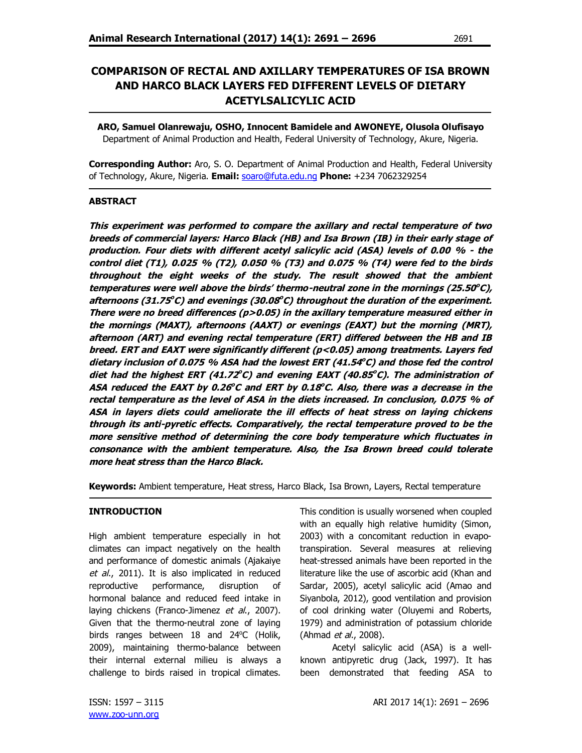# COMPARISON OF RECTAL AND AXILLARY TEMPERATURES OF ISA BROWN AND HARCO BLACK LAYERS FED DIFFERENT LEVELS OF DIETARY ACETYLSALICYLIC ACID

**ARO, Samuel Olanrewaju, OSHO, Innocent Bamidele and AWONEYE, Olusola Olufisayo**
Department of Animal Production and Health, Federal University of Technology, Akure, Nigeria.

**Corresponding Author:** Aro, S. O. Department of Animal Production and Health, Federal University of Technology, Akure, Nigeria. **Email:** soaro@futa.edu.ng **Phone:** +234 7062329254

## ABSTRACT

***This experiment was performed to compare the axillary and rectal temperature of two breeds of commercial layers: Harco Black (HB) and Isa Brown (IB) in their early stage of production. Four diets with different acetyl salicylic acid (ASA) levels of 0.00 % - the control diet (T1), 0.025 % (T2), 0.050 % (T3) and 0.075 % (T4) were fed to the birds throughout the eight weeks of the study. The result showed that the ambient temperatures were well above the birds' thermo-neutral zone in the mornings (25.50°C), afternoons (31.75°C) and evenings (30.08°C) throughout the duration of the experiment. There were no breed differences (p>0.05) in the axillary temperature measured either in the mornings (MAXT), afternoons (AAXT) or evenings (EAXT) but the morning (MRT), afternoon (ART) and evening rectal temperature (ERT) differed between the HB and IB breed. ERT and EAXT were significantly different (p<0.05) among treatments. Layers fed dietary inclusion of 0.075 % ASA had the lowest ERT (41.54°C) and those fed the control diet had the highest ERT (41.72°C) and evening EAXT (40.85°C). The administration of ASA reduced the EAXT by 0.26°C and ERT by 0.18°C. Also, there was a decrease in the rectal temperature as the level of ASA in the diets increased. In conclusion, 0.075 % of ASA in layers diets could ameliorate the ill effects of heat stress on laying chickens through its anti-pyretic effects. Comparatively, the rectal temperature proved to be the more sensitive method of determining the core body temperature which fluctuates in consonance with the ambient temperature. Also, the Isa Brown breed could tolerate more heat stress than the Harco Black.***

**Keywords:** Ambient temperature, Heat stress, Harco Black, Isa Brown, Layers, Rectal temperature

## INTRODUCTION

High ambient temperature especially in hot climates can impact negatively on the health and performance of domestic animals (Ajakaiye *et al*., 2011). It is also implicated in reduced reproductive performance, disruption of hormonal balance and reduced feed intake in laying chickens (Franco-Jimenez *et al*., 2007). Given that the thermo-neutral zone of laying birds ranges between 18 and 24°C (Holik, 2009), maintaining thermo-balance between their internal external milieu is always a challenge to birds raised in tropical climates. This condition is usually worsened when coupled with an equally high relative humidity (Simon, 2003) with a concomitant reduction in evapo-transpiration. Several measures at relieving heat-stressed animals have been reported in the literature like the use of ascorbic acid (Khan and Sardar, 2005), acetyl salicylic acid (Amao and Siyanbola, 2012), good ventilation and provision of cool drinking water (Oluyemi and Roberts, 1979) and administration of potassium chloride (Ahmad *et al*., 2008).

Acetyl salicylic acid (ASA) is a well-known antipyretic drug (Jack, 1997). It has been demonstrated that feeding ASA to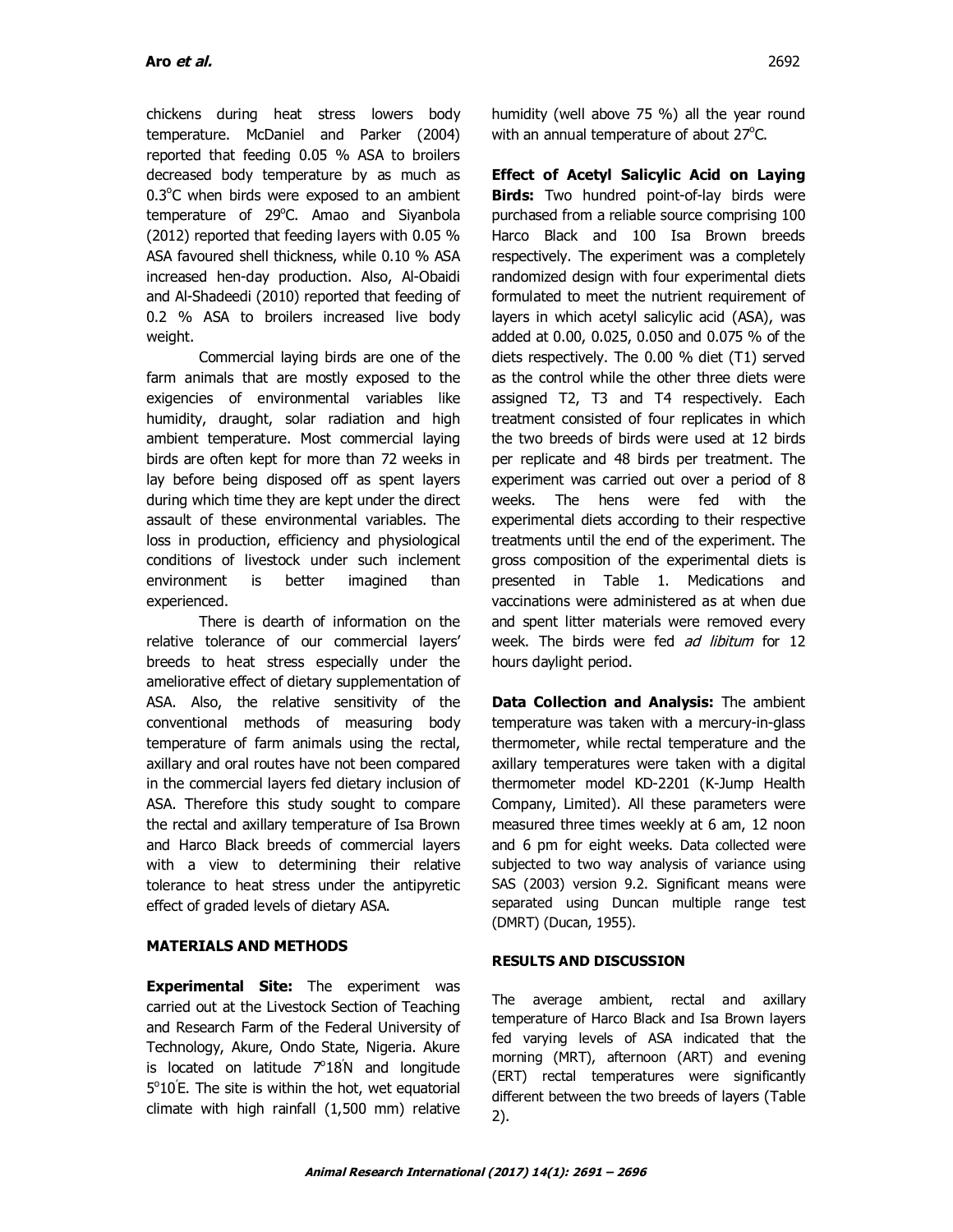chickens during heat stress lowers body temperature. McDaniel and Parker (2004) reported that feeding 0.05 % ASA to broilers decreased body temperature by as much as 0.3°C when birds were exposed to an ambient temperature of 29°C. Amao and Siyanbola (2012) reported that feeding layers with 0.05 % ASA favoured shell thickness, while 0.10 % ASA increased hen-day production. Also, Al-Obaidi and Al-Shadeedi (2010) reported that feeding of 0.2 % ASA to broilers increased live body weight.

Commercial laying birds are one of the farm animals that are mostly exposed to the exigencies of environmental variables like humidity, draught, solar radiation and high ambient temperature. Most commercial laying birds are often kept for more than 72 weeks in lay before being disposed off as spent layers during which time they are kept under the direct assault of these environmental variables. The loss in production, efficiency and physiological conditions of livestock under such inclement environment is better imagined than experienced.

There is dearth of information on the relative tolerance of our commercial layers' breeds to heat stress especially under the ameliorative effect of dietary supplementation of ASA. Also, the relative sensitivity of the conventional methods of measuring body temperature of farm animals using the rectal, axillary and oral routes have not been compared in the commercial layers fed dietary inclusion of ASA. Therefore this study sought to compare the rectal and axillary temperature of Isa Brown and Harco Black breeds of commercial layers with a view to determining their relative tolerance to heat stress under the antipyretic effect of graded levels of dietary ASA.

## MATERIALS AND METHODS

**Experimental Site:** The experiment was carried out at the Livestock Section of Teaching and Research Farm of the Federal University of Technology, Akure, Ondo State, Nigeria. Akure is located on latitude 7°18′N and longitude 5°10′E. The site is within the hot, wet equatorial climate with high rainfall (1,500 mm) relative humidity (well above 75 %) all the year round with an annual temperature of about 27°C.

**Effect of Acetyl Salicylic Acid on Laying Birds:** Two hundred point-of-lay birds were purchased from a reliable source comprising 100 Harco Black and 100 Isa Brown breeds respectively. The experiment was a completely randomized design with four experimental diets formulated to meet the nutrient requirement of layers in which acetyl salicylic acid (ASA), was added at 0.00, 0.025, 0.050 and 0.075 % of the diets respectively. The 0.00 % diet (T1) served as the control while the other three diets were assigned T2, T3 and T4 respectively. Each treatment consisted of four replicates in which the two breeds of birds were used at 12 birds per replicate and 48 birds per treatment. The experiment was carried out over a period of 8 weeks. The hens were fed with the experimental diets according to their respective treatments until the end of the experiment. The gross composition of the experimental diets is presented in Table 1. Medications and vaccinations were administered as at when due and spent litter materials were removed every week. The birds were fed *ad libitum* for 12 hours daylight period.

**Data Collection and Analysis:** The ambient temperature was taken with a mercury-in-glass thermometer, while rectal temperature and the axillary temperatures were taken with a digital thermometer model KD-2201 (K-Jump Health Company, Limited). All these parameters were measured three times weekly at 6 am, 12 noon and 6 pm for eight weeks. Data collected were subjected to two way analysis of variance using SAS (2003) version 9.2. Significant means were separated using Duncan multiple range test (DMRT) (Ducan, 1955).

## RESULTS AND DISCUSSION

The average ambient, rectal and axillary temperature of Harco Black and Isa Brown layers fed varying levels of ASA indicated that the morning (MRT), afternoon (ART) and evening (ERT) rectal temperatures were significantly different between the two breeds of layers (Table 2).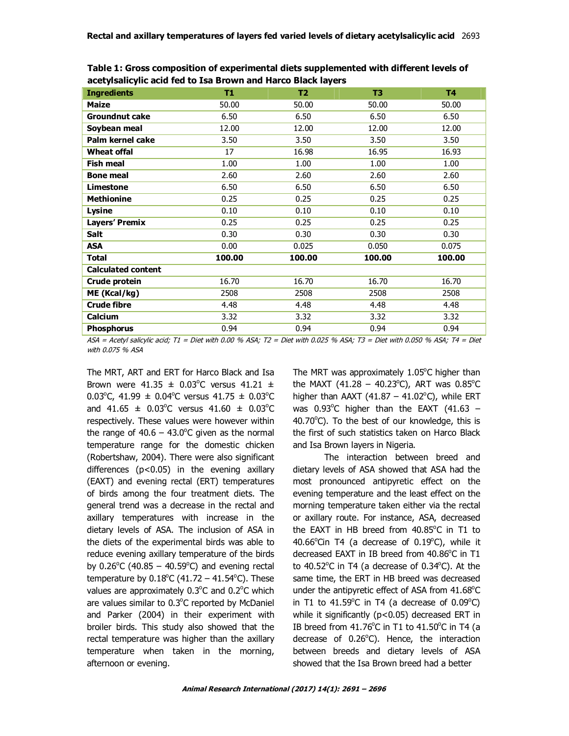**Table 1: Gross composition of experimental diets supplemented with different levels of acetylsalicylic acid fed to Isa Brown and Harco Black layers**

| Ingredients | T1 | T2 | T3 | T4 |
|---|---|---|---|---|
| **Maize** | 50.00 | 50.00 | 50.00 | 50.00 |
| **Groundnut cake** | 6.50 | 6.50 | 6.50 | 6.50 |
| **Soybean meal** | 12.00 | 12.00 | 12.00 | 12.00 |
| **Palm kernel cake** | 3.50 | 3.50 | 3.50 | 3.50 |
| **Wheat offal** | 17 | 16.98 | 16.95 | 16.93 |
| **Fish meal** | 1.00 | 1.00 | 1.00 | 1.00 |
| **Bone meal** | 2.60 | 2.60 | 2.60 | 2.60 |
| **Limestone** | 6.50 | 6.50 | 6.50 | 6.50 |
| **Methionine** | 0.25 | 0.25 | 0.25 | 0.25 |
| **Lysine** | 0.10 | 0.10 | 0.10 | 0.10 |
| **Layers' Premix** | 0.25 | 0.25 | 0.25 | 0.25 |
| **Salt** | 0.30 | 0.30 | 0.30 | 0.30 |
| **ASA** | 0.00 | 0.025 | 0.050 | 0.075 |
| **Total** | **100.00** | **100.00** | **100.00** | **100.00** |
| **Calculated content** | | | | |
| **Crude protein** | 16.70 | 16.70 | 16.70 | 16.70 |
| **ME (Kcal/kg)** | 2508 | 2508 | 2508 | 2508 |
| **Crude fibre** | 4.48 | 4.48 | 4.48 | 4.48 |
| **Calcium** | 3.32 | 3.32 | 3.32 | 3.32 |
| **Phosphorus** | 0.94 | 0.94 | 0.94 | 0.94 |

*ASA = Acetyl salicylic acid; T1 = Diet with 0.00 % ASA; T2 = Diet with 0.025 % ASA; T3 = Diet with 0.050 % ASA; T4 = Diet with 0.075 % ASA*

The MRT, ART and ERT for Harco Black and Isa Brown were 41.35 ± 0.03°C versus 41.21 ± 0.03°C, 41.99 ± 0.04°C versus 41.75 ± 0.03°C and 41.65 ± 0.03°C versus 41.60 ± 0.03°C respectively. These values were however within the range of 40.6 – 43.0°C given as the normal temperature range for the domestic chicken (Robertshaw, 2004). There were also significant differences ($p<0.05$) in the evening axillary (EAXT) and evening rectal (ERT) temperatures of birds among the four treatment diets. The general trend was a decrease in the rectal and axillary temperatures with increase in the dietary levels of ASA. The inclusion of ASA in the diets of the experimental birds was able to reduce evening axillary temperature of the birds by 0.26°C (40.85 – 40.59°C) and evening rectal temperature by 0.18°C (41.72 – 41.54°C). These values are approximately 0.3°C and 0.2°C which are values similar to 0.3°C reported by McDaniel and Parker (2004) in their experiment with broiler birds. This study also showed that the rectal temperature was higher than the axillary temperature when taken in the morning, afternoon or evening.

The MRT was approximately 1.05°C higher than the MAXT (41.28 – 40.23°C), ART was 0.85°C higher than AAXT (41.87 – 41.02°C), while ERT was 0.93°C higher than the EAXT (41.63 – 40.70°C). To the best of our knowledge, this is the first of such statistics taken on Harco Black and Isa Brown layers in Nigeria.

The interaction between breed and dietary levels of ASA showed that ASA had the most pronounced antipyretic effect on the evening temperature and the least effect on the morning temperature taken either via the rectal or axillary route. For instance, ASA, decreased the EAXT in HB breed from 40.85°C in T1 to 40.66°Cin T4 (a decrease of 0.19°C), while it decreased EAXT in IB breed from 40.86°C in T1 to 40.52°C in T4 (a decrease of 0.34°C). At the same time, the ERT in HB breed was decreased under the antipyretic effect of ASA from 41.68°C in T1 to 41.59°C in T4 (a decrease of 0.09°C) while it significantly ($p<0.05$) decreased ERT in IB breed from 41.76°C in T1 to 41.50°C in T4 (a decrease of 0.26°C). Hence, the interaction between breeds and dietary levels of ASA showed that the Isa Brown breed had a better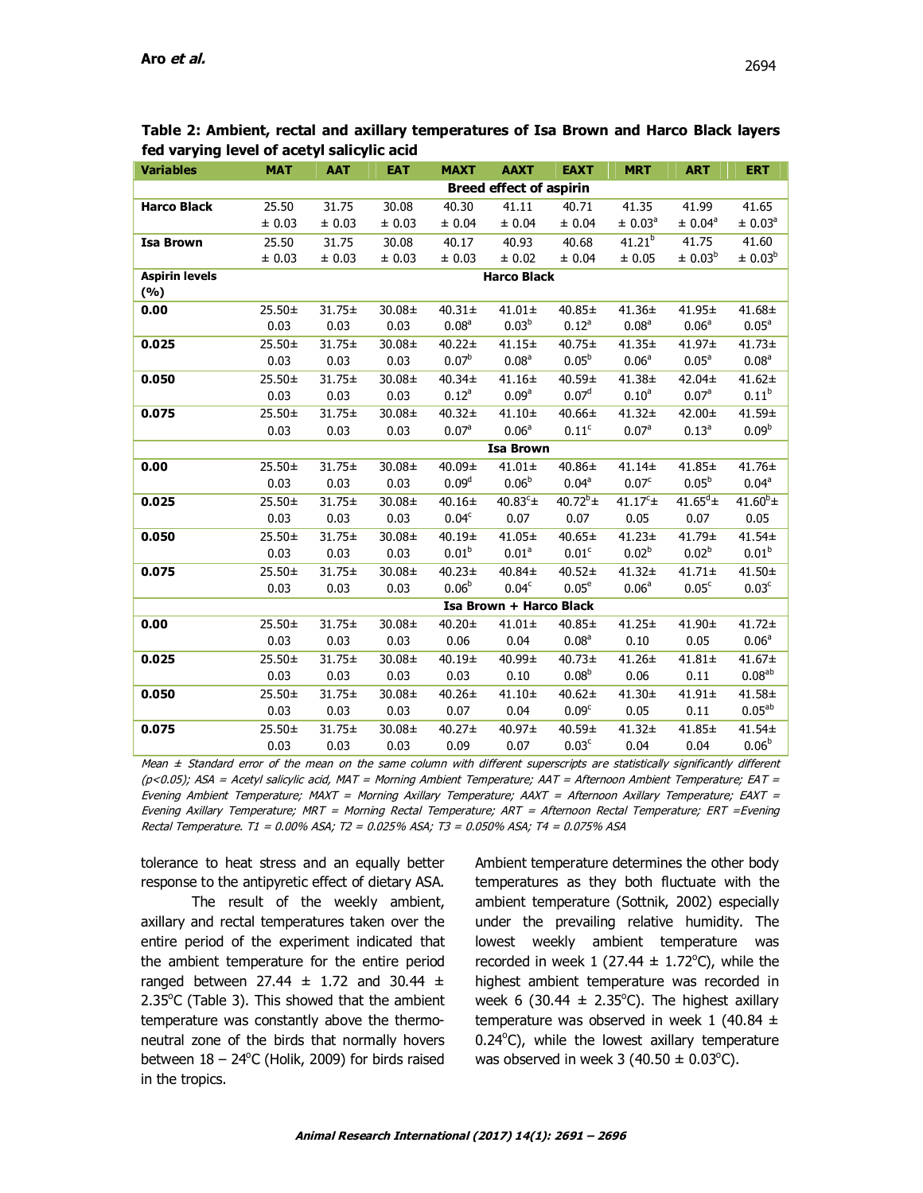**Table 2: Ambient, rectal and axillary temperatures of Isa Brown and Harco Black layers fed varying level of acetyl salicylic acid**

| Variables | MAT | AAT | EAT | MAXT | AAXT | EAXT | MRT | ART | ERT |
|---|---|---|---|---|---|---|---|---|---|
| | | | | Breed effect of aspirin | | | | | |
| **Harco Black** | 25.50 ± 0.03 | 31.75 ± 0.03 | 30.08 ± 0.03 | 40.30 ± 0.04 | 41.11 ± 0.04 | 40.71 ± 0.04 | 41.35 ± 0.03[a] | 41.99 ± 0.04[a] | 41.65 ± 0.03[a] |
| **Isa Brown** | 25.50 ± 0.03 | 31.75 ± 0.03 | 30.08 ± 0.03 | 40.17 ± 0.03 | 40.93 ± 0.02 | 40.68 ± 0.04 | 41.21[b] ± 0.05 | 41.75 ± 0.03[b] | 41.60 ± 0.03[b] |
| **Aspirin levels (%)** | | | | Harco Black | | | | | |
| **0.00** | 25.50± 0.03 | 31.75± 0.03 | 30.08± 0.03 | 40.31± 0.08[a] | 41.01± 0.03[b] | 40.85± 0.12[a] | 41.36± 0.08[a] | 41.95± 0.06[a] | 41.68± 0.05[a] |
| **0.025** | 25.50± 0.03 | 31.75± 0.03 | 30.08± 0.03 | 40.22± 0.07[b] | 41.15± 0.08[a] | 40.75± 0.05[b] | 41.35± 0.06[a] | 41.97± 0.05[a] | 41.73± 0.08[a] |
| **0.050** | 25.50± 0.03 | 31.75± 0.03 | 30.08± 0.03 | 40.34± 0.12[a] | 41.16± 0.09[a] | 40.59± 0.07[d] | 41.38± 0.10[a] | 42.04± 0.07[a] | 41.62± 0.11[b] |
| **0.075** | 25.50± 0.03 | 31.75± 0.03 | 30.08± 0.03 | 40.32± 0.07[a] | 41.10± 0.06[a] | 40.66± 0.11[c] | 41.32± 0.07[a] | 42.00± 0.13[a] | 41.59± 0.09[b] |
| | | | | Isa Brown | | | | | |
| **0.00** | 25.50± 0.03 | 31.75± 0.03 | 30.08± 0.03 | 40.09± 0.09[d] | 41.01± 0.06[b] | 40.86± 0.04[a] | 41.14± 0.07[c] | 41.85± 0.05[b] | 41.76± 0.04[a] |
| **0.025** | 25.50± 0.03 | 31.75± 0.03 | 30.08± 0.03 | 40.16± 0.04[c] | 40.83[c]± 0.07 | 40.72[b]± 0.07 | 41.17[c]± 0.05 | 41.65[d]± 0.07 | 41.60[b]± 0.05 |
| **0.050** | 25.50± 0.03 | 31.75± 0.03 | 30.08± 0.03 | 40.19± 0.01[b] | 41.05± 0.01[a] | 40.65± 0.01[c] | 41.23± 0.02[b] | 41.79± 0.02[b] | 41.54± 0.01[b] |
| **0.075** | 25.50± 0.03 | 31.75± 0.03 | 30.08± 0.03 | 40.23± 0.06[b] | 40.84± 0.04[c] | 40.52± 0.05[e] | 41.32± 0.06[a] | 41.71± 0.05[c] | 41.50± 0.03[c] |
| | | | | Isa Brown + Harco Black | | | | | |
| **0.00** | 25.50± 0.03 | 31.75± 0.03 | 30.08± 0.03 | 40.20± 0.06 | 41.01± 0.04 | 40.85± 0.08[a] | 41.25± 0.10 | 41.90± 0.05 | 41.72± 0.06[a] |
| **0.025** | 25.50± 0.03 | 31.75± 0.03 | 30.08± 0.03 | 40.19± 0.03 | 40.99± 0.10 | 40.73± 0.08[b] | 41.26± 0.06 | 41.81± 0.11 | 41.67± 0.08[ab] |
| **0.050** | 25.50± 0.03 | 31.75± 0.03 | 30.08± 0.03 | 40.26± 0.07 | 41.10± 0.04 | 40.62± 0.09[c] | 41.30± 0.05 | 41.91± 0.11 | 41.58± 0.05[ab] |
| **0.075** | 25.50± 0.03 | 31.75± 0.03 | 30.08± 0.03 | 40.27± 0.09 | 40.97± 0.07 | 40.59± 0.03[c] | 41.32± 0.04 | 41.85± 0.04 | 41.54± 0.06[b] |

*Mean ± Standard error of the mean on the same column with different superscripts are statistically significantly different ($p<0.05$); ASA = Acetyl salicylic acid, MAT = Morning Ambient Temperature; AAT = Afternoon Ambient Temperature; EAT = Evening Ambient Temperature; MAXT = Morning Axillary Temperature; AAXT = Afternoon Axillary Temperature; EAXT = Evening Axillary Temperature; MRT = Morning Rectal Temperature; ART = Afternoon Rectal Temperature; ERT =Evening Rectal Temperature. T1 = 0.00% ASA; T2 = 0.025% ASA; T3 = 0.050% ASA; T4 = 0.075% ASA*

tolerance to heat stress and an equally better response to the antipyretic effect of dietary ASA.

The result of the weekly ambient, axillary and rectal temperatures taken over the entire period of the experiment indicated that the ambient temperature for the entire period ranged between 27.44 ± 1.72 and 30.44 ± 2.35°C (Table 3). This showed that the ambient temperature was constantly above the thermo-neutral zone of the birds that normally hovers between 18 – 24°C (Holik, 2009) for birds raised in the tropics. Ambient temperature determines the other body temperatures as they both fluctuate with the ambient temperature (Sottnik, 2002) especially under the prevailing relative humidity. The lowest weekly ambient temperature was recorded in week 1 (27.44 ± 1.72°C), while the highest ambient temperature was recorded in week 6 (30.44 ± 2.35°C). The highest axillary temperature was observed in week 1 (40.84 ± 0.24°C), while the lowest axillary temperature was observed in week 3 (40.50 ± 0.03°C).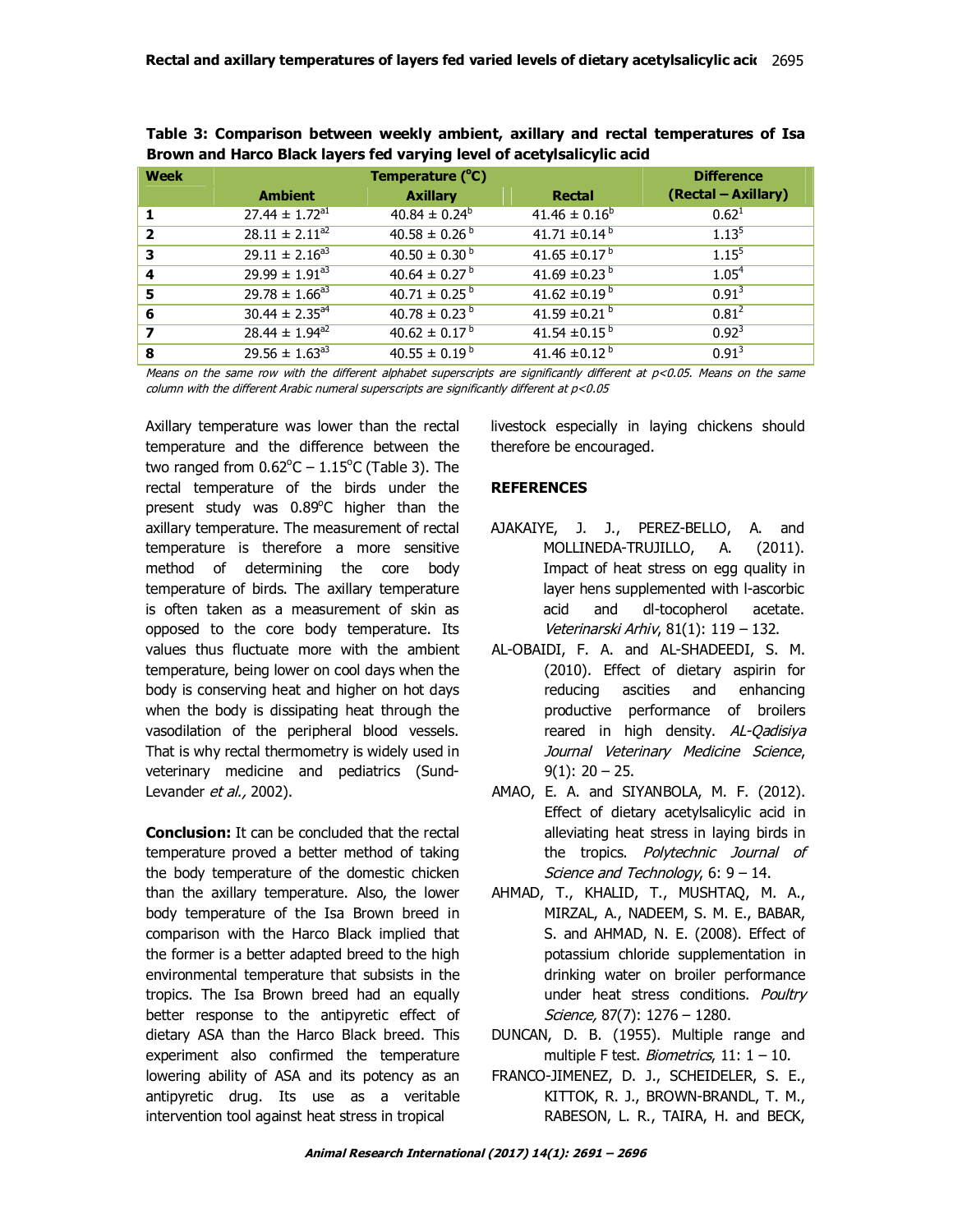**Table 3: Comparison between weekly ambient, axillary and rectal temperatures of Isa Brown and Harco Black layers fed varying level of acetylsalicylic acid**

| Week | Temperature (°C) | | | Difference |
|---|---|---|---|---|
| | Ambient | Axillary | Rectal | (Rectal – Axillary) |
| 1 | $27.44 \pm 1.72^{a1}$ | $40.84 \pm 0.24^{b}$ | $41.46 \pm 0.16^{b}$ | $0.62^{1}$ |
| 2 | $28.11 \pm 2.11^{a2}$ | $40.58 \pm 0.26^{b}$ | $41.71 \pm 0.14^{b}$ | $1.13^{5}$ |
| 3 | $29.11 \pm 2.16^{a3}$ | $40.50 \pm 0.30^{b}$ | $41.65 \pm 0.17^{b}$ | $1.15^{5}$ |
| 4 | $29.99 \pm 1.91^{a3}$ | $40.64 \pm 0.27^{b}$ | $41.69 \pm 0.23^{b}$ | $1.05^{4}$ |
| 5 | $29.78 \pm 1.66^{a3}$ | $40.71 \pm 0.25^{b}$ | $41.62 \pm 0.19^{b}$ | $0.91^{3}$ |
| 6 | $30.44 \pm 2.35^{a4}$ | $40.78 \pm 0.23^{b}$ | $41.59 \pm 0.21^{b}$ | $0.81^{2}$ |
| 7 | $28.44 \pm 1.94^{a2}$ | $40.62 \pm 0.17^{b}$ | $41.54 \pm 0.15^{b}$ | $0.92^{3}$ |
| 8 | $29.56 \pm 1.63^{a3}$ | $40.55 \pm 0.19^{b}$ | $41.46 \pm 0.12^{b}$ | $0.91^{3}$ |

*Means on the same row with the different alphabet superscripts are significantly different at $p<0.05$. Means on the same column with the different Arabic numeral superscripts are significantly different at $p<0.05$*

Axillary temperature was lower than the rectal temperature and the difference between the two ranged from 0.62°C – 1.15°C (Table 3). The rectal temperature of the birds under the present study was 0.89°C higher than the axillary temperature. The measurement of rectal temperature is therefore a more sensitive method of determining the core body temperature of birds. The axillary temperature is often taken as a measurement of skin as opposed to the core body temperature. Its values thus fluctuate more with the ambient temperature, being lower on cool days when the body is conserving heat and higher on hot days when the body is dissipating heat through the vasodilation of the peripheral blood vessels. That is why rectal thermometry is widely used in veterinary medicine and pediatrics (Sund-Levander *et al.,* 2002).

**Conclusion:** It can be concluded that the rectal temperature proved a better method of taking the body temperature of the domestic chicken than the axillary temperature. Also, the lower body temperature of the Isa Brown breed in comparison with the Harco Black implied that the former is a better adapted breed to the high environmental temperature that subsists in the tropics. The Isa Brown breed had an equally better response to the antipyretic effect of dietary ASA than the Harco Black breed. This experiment also confirmed the temperature lowering ability of ASA and its potency as an antipyretic drug. Its use as a veritable intervention tool against heat stress in tropical livestock especially in laying chickens should therefore be encouraged.

## REFERENCES

AJAKAIYE, J. J., PEREZ-BELLO, A. and MOLLINEDA-TRUJILLO, A. (2011). Impact of heat stress on egg quality in layer hens supplemented with l-ascorbic acid and dl-tocopherol acetate. *Veterinarski Arhiv*, 81(1): 119 – 132.

AL-OBAIDI, F. A. and AL-SHADEEDI, S. M. (2010). Effect of dietary aspirin for reducing ascities and enhancing productive performance of broilers reared in high density. *AL-Qadisiya Journal Veterinary Medicine Science*, 9(1): 20 – 25.

AMAO, E. A. and SIYANBOLA, M. F. (2012). Effect of dietary acetylsalicylic acid in alleviating heat stress in laying birds in the tropics. *Polytechnic Journal of Science and Technology*, 6: 9 – 14.

AHMAD, T., KHALID, T., MUSHTAQ, M. A., MIRZAL, A., NADEEM, S. M. E., BABAR, S. and AHMAD, N. E. (2008). Effect of potassium chloride supplementation in drinking water on broiler performance under heat stress conditions. *Poultry Science,* 87(7): 1276 – 1280.

DUNCAN, D. B. (1955). Multiple range and multiple F test. *Biometrics*, 11: 1 – 10.

FRANCO-JIMENEZ, D. J., SCHEIDELER, S. E., KITTOK, R. J., BROWN-BRANDL, T. M., RABESON, L. R., TAIRA, H. and BECK,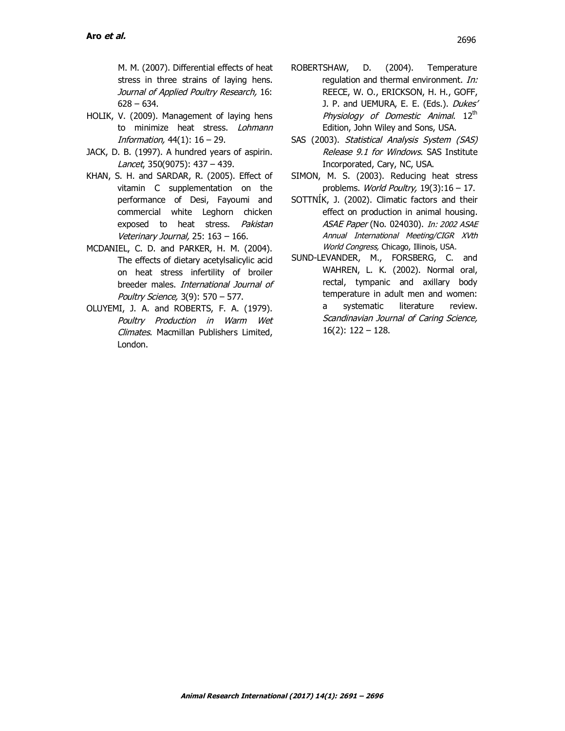M. M. (2007). Differential effects of heat stress in three strains of laying hens. *Journal of Applied Poultry Research,* 16: 628 – 634.

HOLIK, V. (2009). Management of laying hens to minimize heat stress. *Lohmann Information,* 44(1): 16 – 29.

JACK, D. B. (1997). A hundred years of aspirin. *Lancet*, 350(9075): 437 – 439.

KHAN, S. H. and SARDAR, R. (2005). Effect of vitamin C supplementation on the performance of Desi, Fayoumi and commercial white Leghorn chicken exposed to heat stress. *Pakistan Veterinary Journal,* 25: 163 – 166.

MCDANIEL, C. D. and PARKER, H. M. (2004). The effects of dietary acetylsalicylic acid on heat stress infertility of broiler breeder males. *International Journal of Poultry Science,* 3(9): 570 – 577.

OLUYEMI, J. A. and ROBERTS, F. A. (1979). *Poultry Production in Warm Wet Climates*. Macmillan Publishers Limited, London.

ROBERTSHAW, D. (2004). Temperature regulation and thermal environment. *In:* REECE, W. O., ERICKSON, H. H., GOFF, J. P. and UEMURA, E. E. (Eds.). *Dukes' Physiology of Domestic Animal*. 12th Edition, John Wiley and Sons, USA.

SAS (2003). *Statistical Analysis System (SAS) Release 9.1 for Windows*. SAS Institute Incorporated, Cary, NC, USA.

SIMON, M. S. (2003). Reducing heat stress problems. *World Poultry,* 19(3):16 – 17.

SOTTNÍK, J. (2002). Climatic factors and their effect on production in animal housing. *ASAE Paper* (No. 024030). *In: 2002 ASAE Annual International Meeting/CIGR XVth World Congress,* Chicago, Illinois, USA.

SUND-LEVANDER, M., FORSBERG, C. and WAHREN, L. K. (2002). Normal oral, rectal, tympanic and axillary body temperature in adult men and women: a systematic literature review. *Scandinavian Journal of Caring Science,* 16(2): 122 – 128.